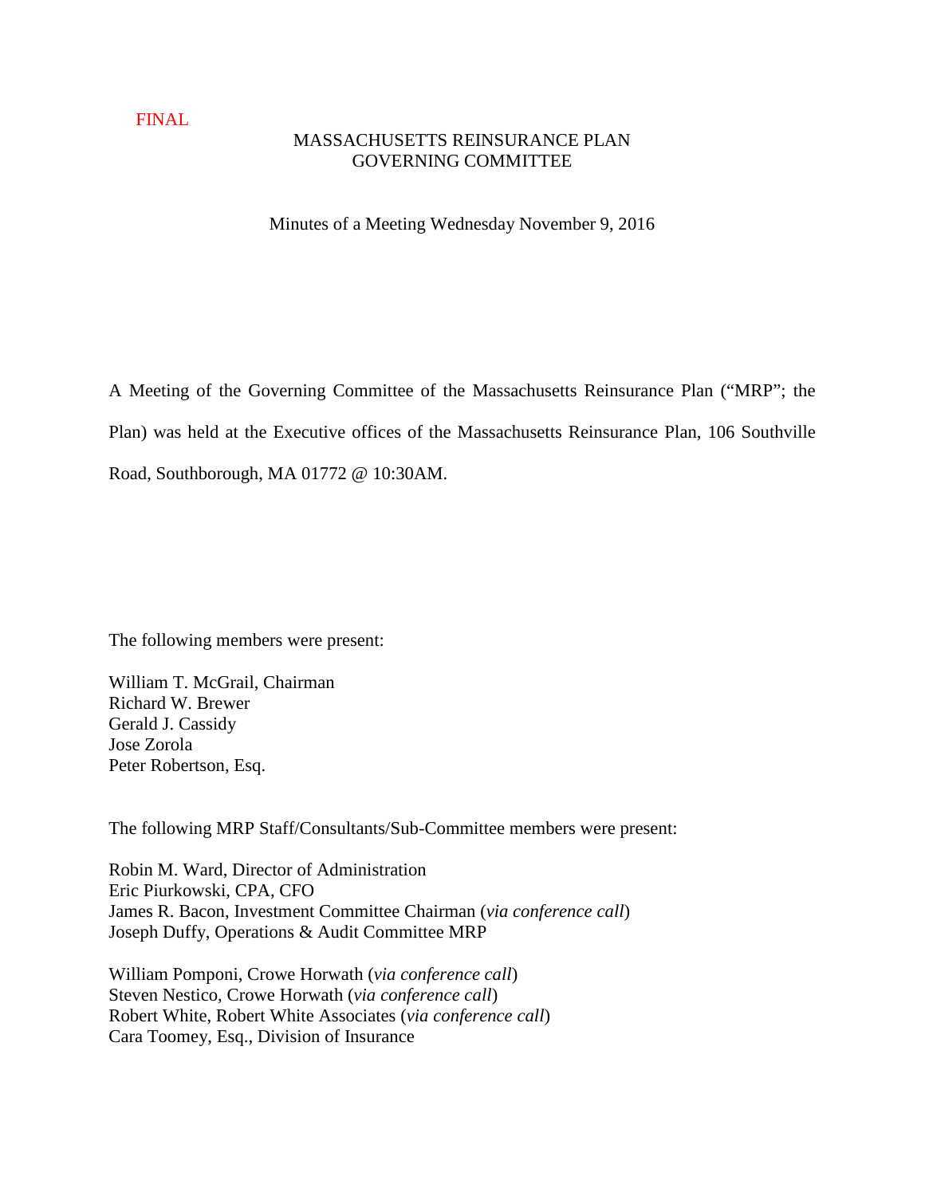FINAL

# MASSACHUSETTS REINSURANCE PLAN
# GOVERNING COMMITTEE

Minutes of a Meeting Wednesday November 9, 2016

A Meeting of the Governing Committee of the Massachusetts Reinsurance Plan ("MRP"; the Plan) was held at the Executive offices of the Massachusetts Reinsurance Plan, 106 Southville Road, Southborough, MA 01772 @ 10:30AM.

The following members were present:

William T. McGrail, Chairman
Richard W. Brewer
Gerald J. Cassidy
Jose Zorola
Peter Robertson, Esq.

The following MRP Staff/Consultants/Sub-Committee members were present:

Robin M. Ward, Director of Administration
Eric Piurkowski, CPA, CFO
James R. Bacon, Investment Committee Chairman (*via conference call*)
Joseph Duffy, Operations & Audit Committee MRP

William Pomponi, Crowe Horwath (*via conference call*)
Steven Nestico, Crowe Horwath (*via conference call*)
Robert White, Robert White Associates (*via conference call*)
Cara Toomey, Esq., Division of Insurance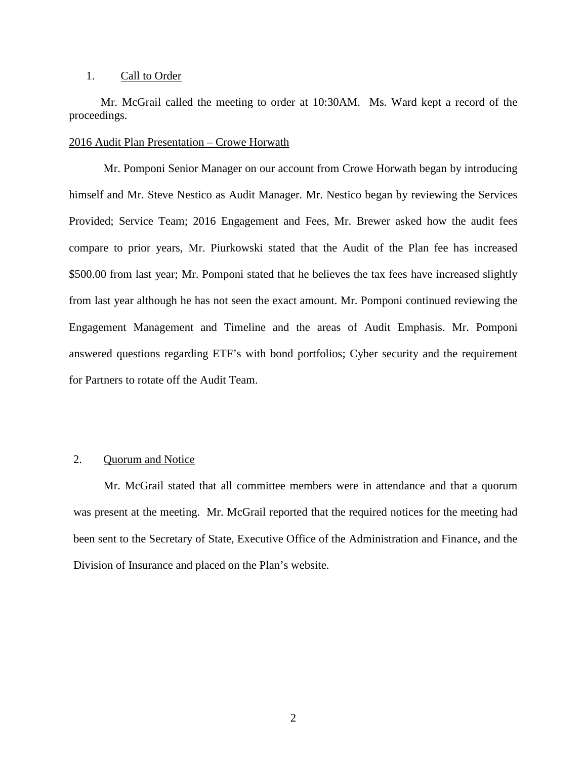1. Call to Order

Mr. McGrail called the meeting to order at 10:30AM. Ms. Ward kept a record of the proceedings.

2016 Audit Plan Presentation – Crowe Horwath

Mr. Pomponi Senior Manager on our account from Crowe Horwath began by introducing himself and Mr. Steve Nestico as Audit Manager. Mr. Nestico began by reviewing the Services Provided; Service Team; 2016 Engagement and Fees, Mr. Brewer asked how the audit fees compare to prior years, Mr. Piurkowski stated that the Audit of the Plan fee has increased $500.00 from last year; Mr. Pomponi stated that he believes the tax fees have increased slightly from last year although he has not seen the exact amount. Mr. Pomponi continued reviewing the Engagement Management and Timeline and the areas of Audit Emphasis. Mr. Pomponi answered questions regarding ETF's with bond portfolios; Cyber security and the requirement for Partners to rotate off the Audit Team.

2. Quorum and Notice

Mr. McGrail stated that all committee members were in attendance and that a quorum was present at the meeting. Mr. McGrail reported that the required notices for the meeting had been sent to the Secretary of State, Executive Office of the Administration and Finance, and the Division of Insurance and placed on the Plan's website.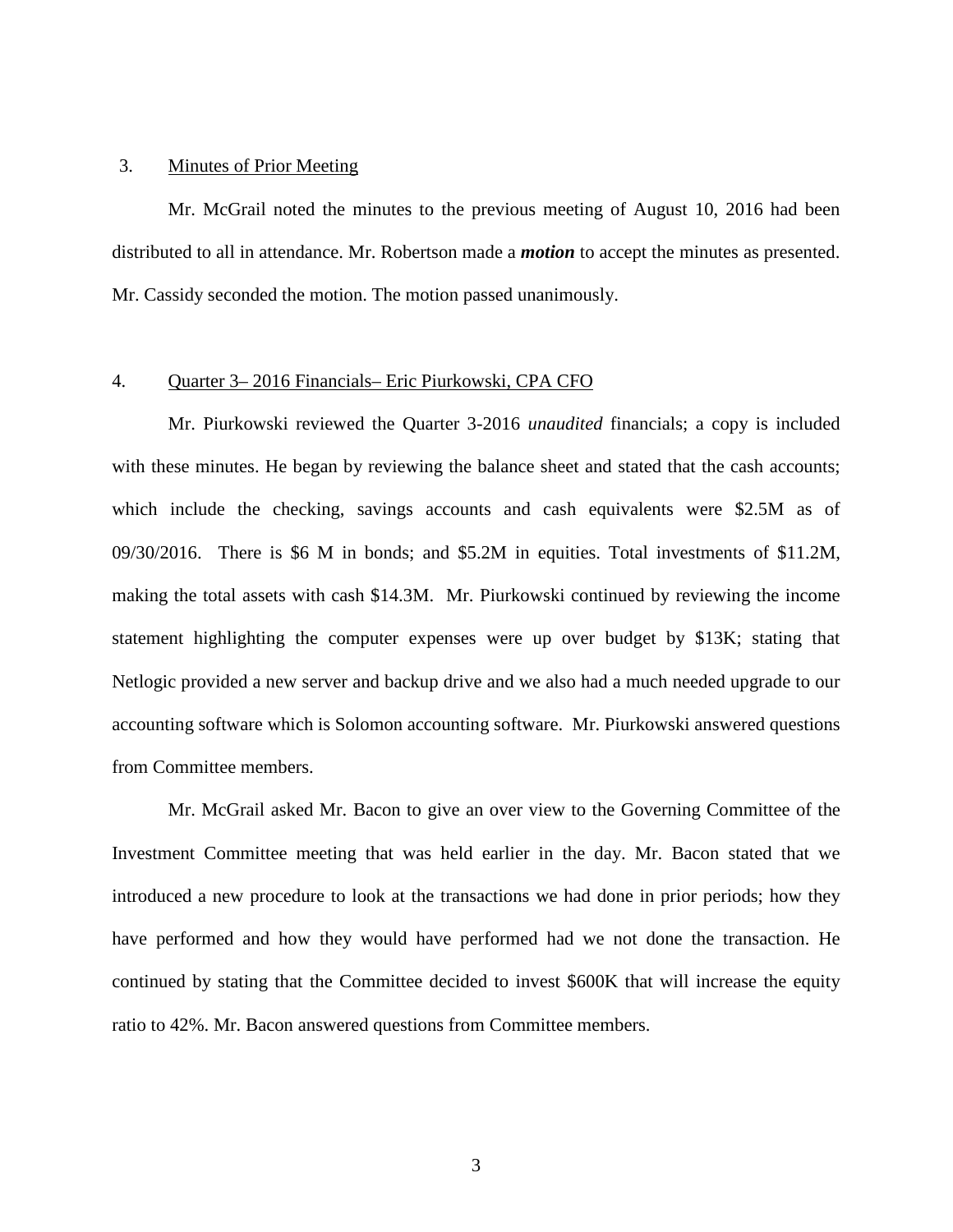3. Minutes of Prior Meeting

Mr. McGrail noted the minutes to the previous meeting of August 10, 2016 had been distributed to all in attendance. Mr. Robertson made a ***motion*** to accept the minutes as presented. Mr. Cassidy seconded the motion. The motion passed unanimously.

4. Quarter 3– 2016 Financials– Eric Piurkowski, CPA CFO

Mr. Piurkowski reviewed the Quarter 3-2016 *unaudited* financials; a copy is included with these minutes. He began by reviewing the balance sheet and stated that the cash accounts; which include the checking, savings accounts and cash equivalents were $2.5M as of 09/30/2016. There is $6 M in bonds; and $5.2M in equities. Total investments of $11.2M, making the total assets with cash $14.3M. Mr. Piurkowski continued by reviewing the income statement highlighting the computer expenses were up over budget by $13K; stating that Netlogic provided a new server and backup drive and we also had a much needed upgrade to our accounting software which is Solomon accounting software. Mr. Piurkowski answered questions from Committee members.

Mr. McGrail asked Mr. Bacon to give an over view to the Governing Committee of the Investment Committee meeting that was held earlier in the day. Mr. Bacon stated that we introduced a new procedure to look at the transactions we had done in prior periods; how they have performed and how they would have performed had we not done the transaction. He continued by stating that the Committee decided to invest $600K that will increase the equity ratio to 42%. Mr. Bacon answered questions from Committee members.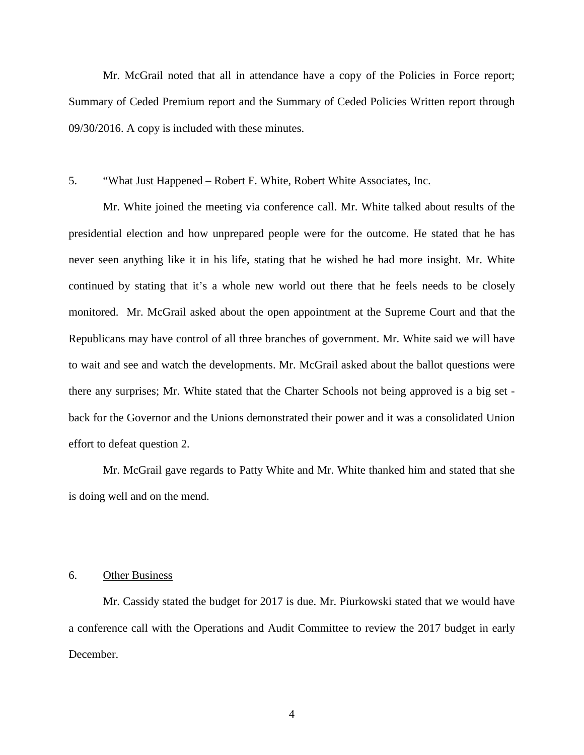Mr. McGrail noted that all in attendance have a copy of the Policies in Force report; Summary of Ceded Premium report and the Summary of Ceded Policies Written report through 09/30/2016. A copy is included with these minutes.

5. "<u>What Just Happened – Robert F. White, Robert White Associates, Inc.</u>

Mr. White joined the meeting via conference call. Mr. White talked about results of the presidential election and how unprepared people were for the outcome. He stated that he has never seen anything like it in his life, stating that he wished he had more insight. Mr. White continued by stating that it's a whole new world out there that he feels needs to be closely monitored. Mr. McGrail asked about the open appointment at the Supreme Court and that the Republicans may have control of all three branches of government. Mr. White said we will have to wait and see and watch the developments. Mr. McGrail asked about the ballot questions were there any surprises; Mr. White stated that the Charter Schools not being approved is a big set - back for the Governor and the Unions demonstrated their power and it was a consolidated Union effort to defeat question 2.

Mr. McGrail gave regards to Patty White and Mr. White thanked him and stated that she is doing well and on the mend.

6. <u>Other Business</u>

Mr. Cassidy stated the budget for 2017 is due. Mr. Piurkowski stated that we would have a conference call with the Operations and Audit Committee to review the 2017 budget in early December.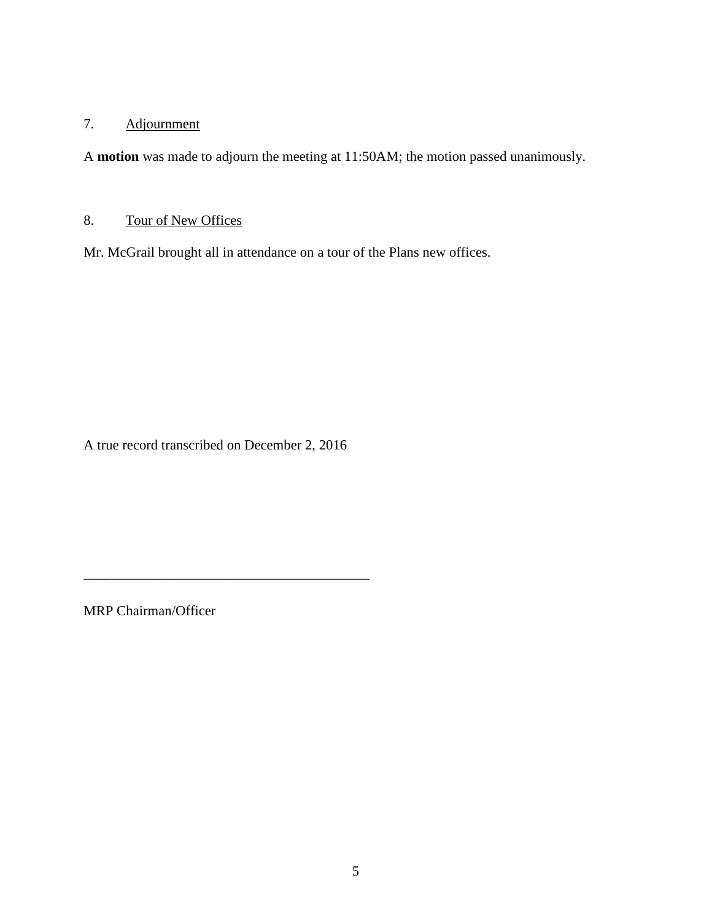7. <u>Adjournment</u>

A **motion** was made to adjourn the meeting at 11:50AM; the motion passed unanimously.

8. <u>Tour of New Offices</u>

Mr. McGrail brought all in attendance on a tour of the Plans new offices.

A true record transcribed on December 2, 2016

\_\_\_\_\_\_\_\_\_\_\_\_\_\_\_\_\_\_\_\_\_\_\_\_\_\_\_\_\_\_\_\_\_\_\_\_\_\_\_\_

MRP Chairman/Officer